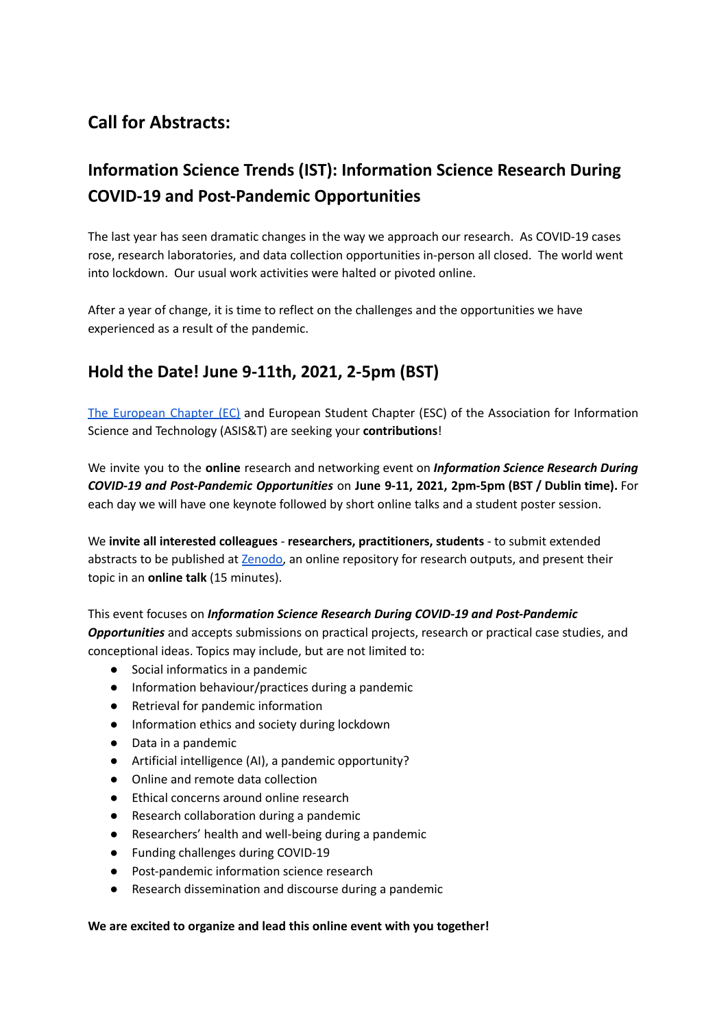## Call for Abstracts:

## Information Science Trends (IST): Information Science Research During COVID-19 and Post-Pandemic Opportunities

The last year has seen dramatic changes in the way we approach our research. As COVID-19 cases rose, research laboratories, and data collection opportunities in-person all closed. The world went into lockdown. Our usual work activities were halted or pivoted online.

After a year of change, it is time to reflect on the challenges and the opportunities we have experienced as a result of the pandemic.

## Hold the Date! June 9-11th, 2021, 2-5pm (BST)

The European Chapter (EC) and European Student Chapter (ESC) of the Association for Information Science and Technology (ASIS&T) are seeking your **contributions**!

We invite you to the **online** research and networking event on ***Information Science Research During COVID-19 and Post-Pandemic Opportunities*** on **June 9-11, 2021, 2pm-5pm (BST / Dublin time).** For each day we will have one keynote followed by short online talks and a student poster session.

We **invite all interested colleagues** - **researchers, practitioners, students** - to submit extended abstracts to be published at Zenodo, an online repository for research outputs, and present their topic in an **online talk** (15 minutes).

This event focuses on ***Information Science Research During COVID-19 and Post-Pandemic Opportunities*** and accepts submissions on practical projects, research or practical case studies, and conceptional ideas. Topics may include, but are not limited to:

- Social informatics in a pandemic
- Information behaviour/practices during a pandemic
- Retrieval for pandemic information
- Information ethics and society during lockdown
- Data in a pandemic
- Artificial intelligence (AI), a pandemic opportunity?
- Online and remote data collection
- Ethical concerns around online research
- Research collaboration during a pandemic
- Researchers' health and well-being during a pandemic
- Funding challenges during COVID-19
- Post-pandemic information science research
- Research dissemination and discourse during a pandemic

**We are excited to organize and lead this online event with you together!**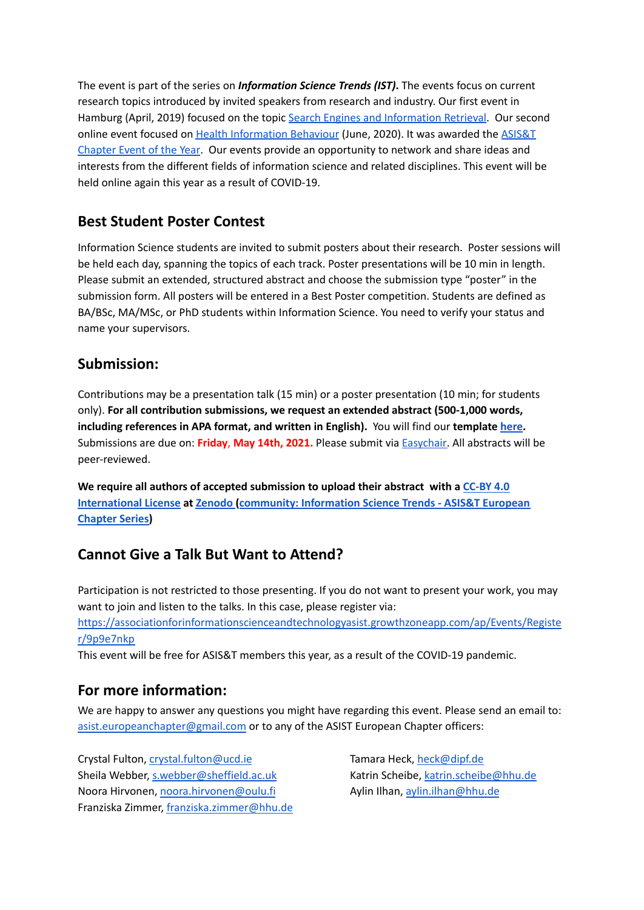The event is part of the series on ***Information Science Trends (IST)***. The events focus on current research topics introduced by invited speakers from research and industry. Our first event in Hamburg (April, 2019) focused on the topic Search Engines and Information Retrieval. Our second online event focused on Health Information Behaviour (June, 2020). It was awarded the ASIS&T Chapter Event of the Year. Our events provide an opportunity to network and share ideas and interests from the different fields of information science and related disciplines. This event will be held online again this year as a result of COVID-19.

## Best Student Poster Contest

Information Science students are invited to submit posters about their research. Poster sessions will be held each day, spanning the topics of each track. Poster presentations will be 10 min in length. Please submit an extended, structured abstract and choose the submission type "poster" in the submission form. All posters will be entered in a Best Poster competition. Students are defined as BA/BSc, MA/MSc, or PhD students within Information Science. You need to verify your status and name your supervisors.

## Submission:

Contributions may be a presentation talk (15 min) or a poster presentation (10 min; for students only). **For all contribution submissions, we request an extended abstract (500-1,000 words, including references in APA format, and written in English).** You will find our **template here.** Submissions are due on: **Friday, May 14th, 2021.** Please submit via Easychair. All abstracts will be peer-reviewed.

**We require all authors of accepted submission to upload their abstract with a CC-BY 4.0 International License at Zenodo (community: Information Science Trends - ASIS&T European Chapter Series)**

## Cannot Give a Talk But Want to Attend?

Participation is not restricted to those presenting. If you do not want to present your work, you may want to join and listen to the talks. In this case, please register via:
https://associationforinformationscienceandtechnologyasist.growthzoneapp.com/ap/Events/Register/9p9e7nkp
This event will be free for ASIS&T members this year, as a result of the COVID-19 pandemic.

## For more information:

We are happy to answer any questions you might have regarding this event. Please send an email to: asist.europeanchapter@gmail.com or to any of the ASIST European Chapter officers:

Crystal Fulton, crystal.fulton@ucd.ie
Sheila Webber, s.webber@sheffield.ac.uk
Noora Hirvonen, noora.hirvonen@oulu.fi
Franziska Zimmer, franziska.zimmer@hhu.de
Tamara Heck, heck@dipf.de
Katrin Scheibe, katrin.scheibe@hhu.de
Aylin Ilhan, aylin.ilhan@hhu.de